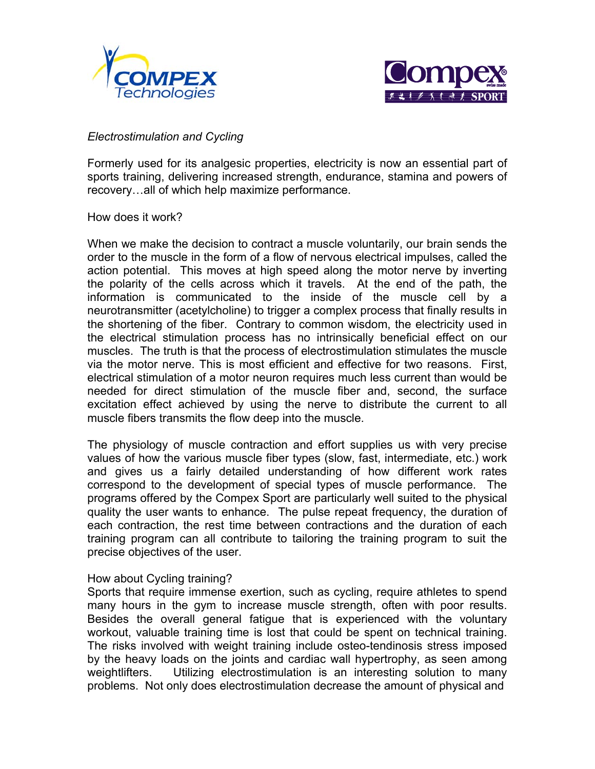*Electrostimulation and Cycling*

Formerly used for its analgesic properties, electricity is now an essential part of sports training, delivering increased strength, endurance, stamina and powers of recovery…all of which help maximize performance.

How does it work?

When we make the decision to contract a muscle voluntarily, our brain sends the order to the muscle in the form of a flow of nervous electrical impulses, called the action potential. This moves at high speed along the motor nerve by inverting the polarity of the cells across which it travels. At the end of the path, the information is communicated to the inside of the muscle cell by a neurotransmitter (acetylcholine) to trigger a complex process that finally results in the shortening of the fiber. Contrary to common wisdom, the electricity used in the electrical stimulation process has no intrinsically beneficial effect on our muscles. The truth is that the process of electrostimulation stimulates the muscle via the motor nerve. This is most efficient and effective for two reasons. First, electrical stimulation of a motor neuron requires much less current than would be needed for direct stimulation of the muscle fiber and, second, the surface excitation effect achieved by using the nerve to distribute the current to all muscle fibers transmits the flow deep into the muscle.

The physiology of muscle contraction and effort supplies us with very precise values of how the various muscle fiber types (slow, fast, intermediate, etc.) work and gives us a fairly detailed understanding of how different work rates correspond to the development of special types of muscle performance. The programs offered by the Compex Sport are particularly well suited to the physical quality the user wants to enhance. The pulse repeat frequency, the duration of each contraction, the rest time between contractions and the duration of each training program can all contribute to tailoring the training program to suit the precise objectives of the user.

How about Cycling training?

Sports that require immense exertion, such as cycling, require athletes to spend many hours in the gym to increase muscle strength, often with poor results. Besides the overall general fatigue that is experienced with the voluntary workout, valuable training time is lost that could be spent on technical training. The risks involved with weight training include osteo-tendinosis stress imposed by the heavy loads on the joints and cardiac wall hypertrophy, as seen among weightlifters. Utilizing electrostimulation is an interesting solution to many problems. Not only does electrostimulation decrease the amount of physical and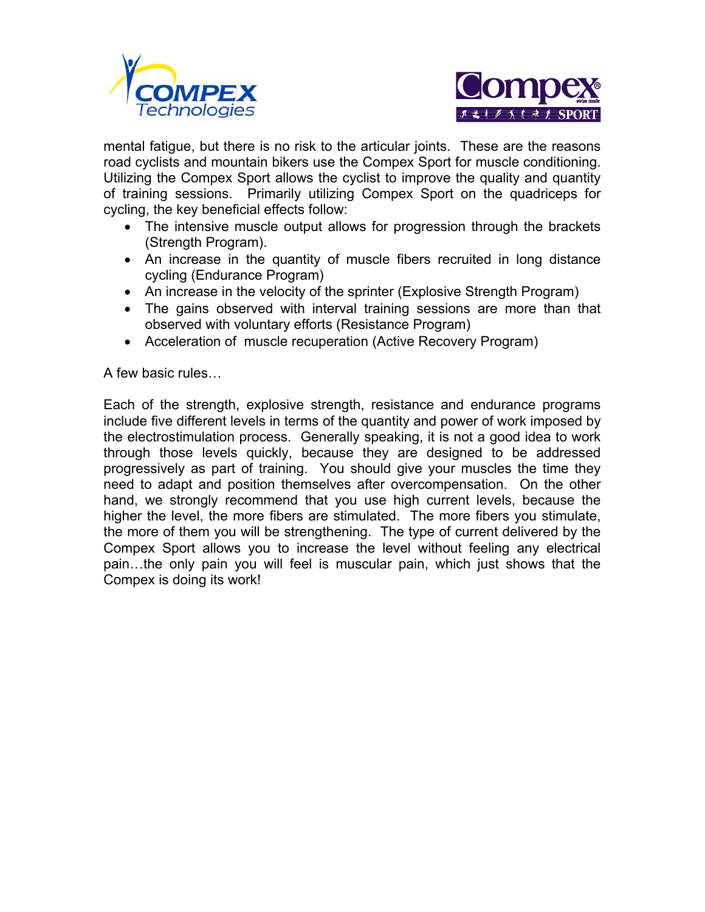mental fatigue, but there is no risk to the articular joints. These are the reasons road cyclists and mountain bikers use the Compex Sport for muscle conditioning. Utilizing the Compex Sport allows the cyclist to improve the quality and quantity of training sessions. Primarily utilizing Compex Sport on the quadriceps for cycling, the key beneficial effects follow:

- The intensive muscle output allows for progression through the brackets (Strength Program).
- An increase in the quantity of muscle fibers recruited in long distance cycling (Endurance Program)
- An increase in the velocity of the sprinter (Explosive Strength Program)
- The gains observed with interval training sessions are more than that observed with voluntary efforts (Resistance Program)
- Acceleration of muscle recuperation (Active Recovery Program)

A few basic rules…

Each of the strength, explosive strength, resistance and endurance programs include five different levels in terms of the quantity and power of work imposed by the electrostimulation process. Generally speaking, it is not a good idea to work through those levels quickly, because they are designed to be addressed progressively as part of training. You should give your muscles the time they need to adapt and position themselves after overcompensation. On the other hand, we strongly recommend that you use high current levels, because the higher the level, the more fibers are stimulated. The more fibers you stimulate, the more of them you will be strengthening. The type of current delivered by the Compex Sport allows you to increase the level without feeling any electrical pain…the only pain you will feel is muscular pain, which just shows that the Compex is doing its work!